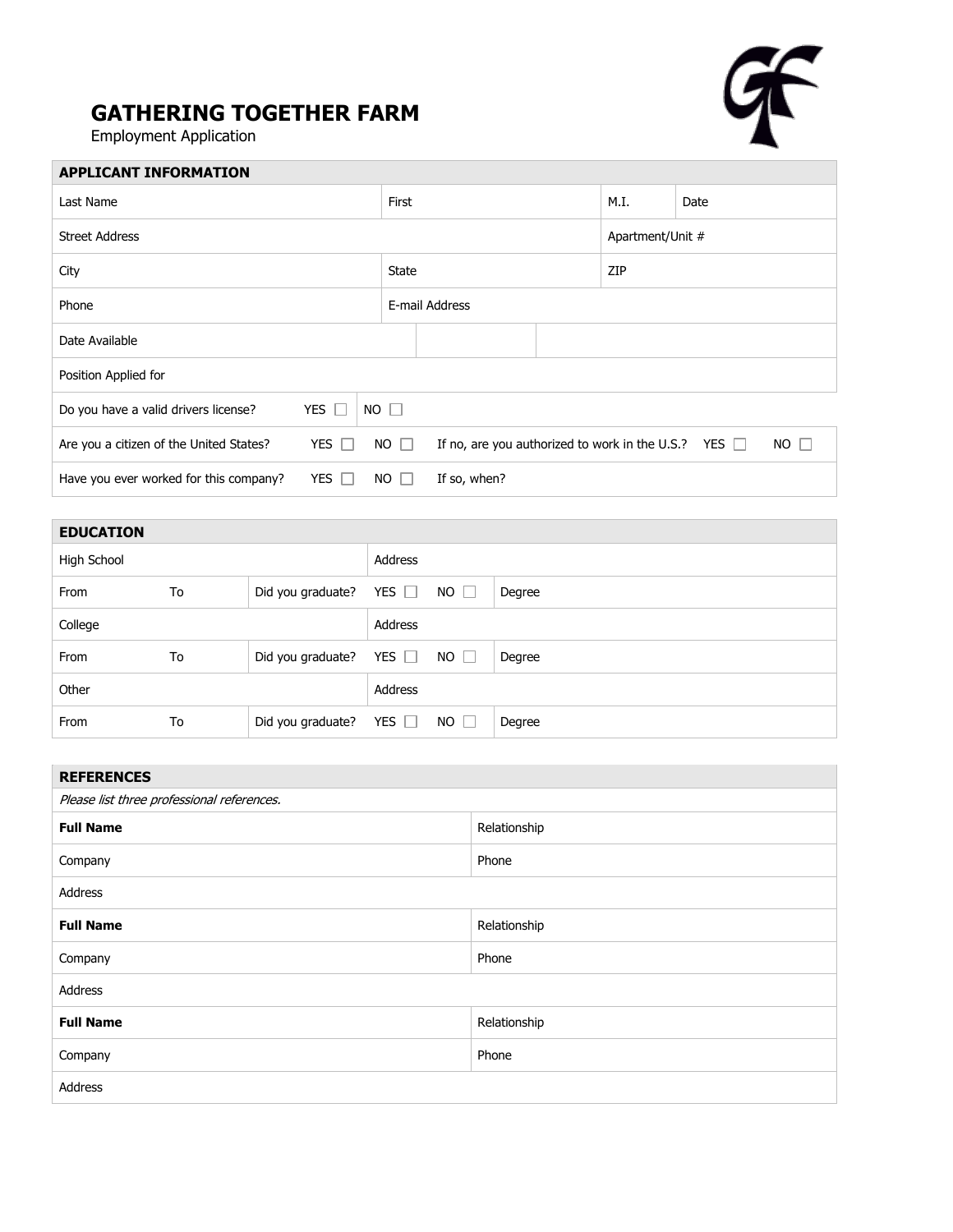# GATHERING TOGETHER FARM

Employment Application

| APPLICANT INFORMATION | | | | | |
|---|---|---|---|---|---|
| Last Name | | First | | M.I. | Date |
| Street Address | | | | Apartment/Unit # | |
| City | | State | | ZIP | |
| Phone | | E-mail Address | | | |
| Date Available | | | | | |
| Position Applied for | | | | | |
| Do you have a valid drivers license? | YES ☐ | NO ☐ | | | |
| Are you a citizen of the United States? | YES ☐ | NO ☐ | If no, are you authorized to work in the U.S.? | YES ☐ | NO ☐ |
| Have you ever worked for this company? | YES ☐ | NO ☐ | If so, when? | | |

| EDUCATION | | | | | |
|---|---|---|---|---|---|
| High School | | | Address | | |
| From | To | Did you graduate? | YES ☐ | NO ☐ | Degree |
| College | | | Address | | |
| From | To | Did you graduate? | YES ☐ | NO ☐ | Degree |
| Other | | | Address | | |
| From | To | Did you graduate? | YES ☐ | NO ☐ | Degree |

| REFERENCES | |
|---|---|
| *Please list three professional references.* | |
| **Full Name** | Relationship |
| Company | Phone |
| Address | |
| **Full Name** | Relationship |
| Company | Phone |
| Address | |
| **Full Name** | Relationship |
| Company | Phone |
| Address | |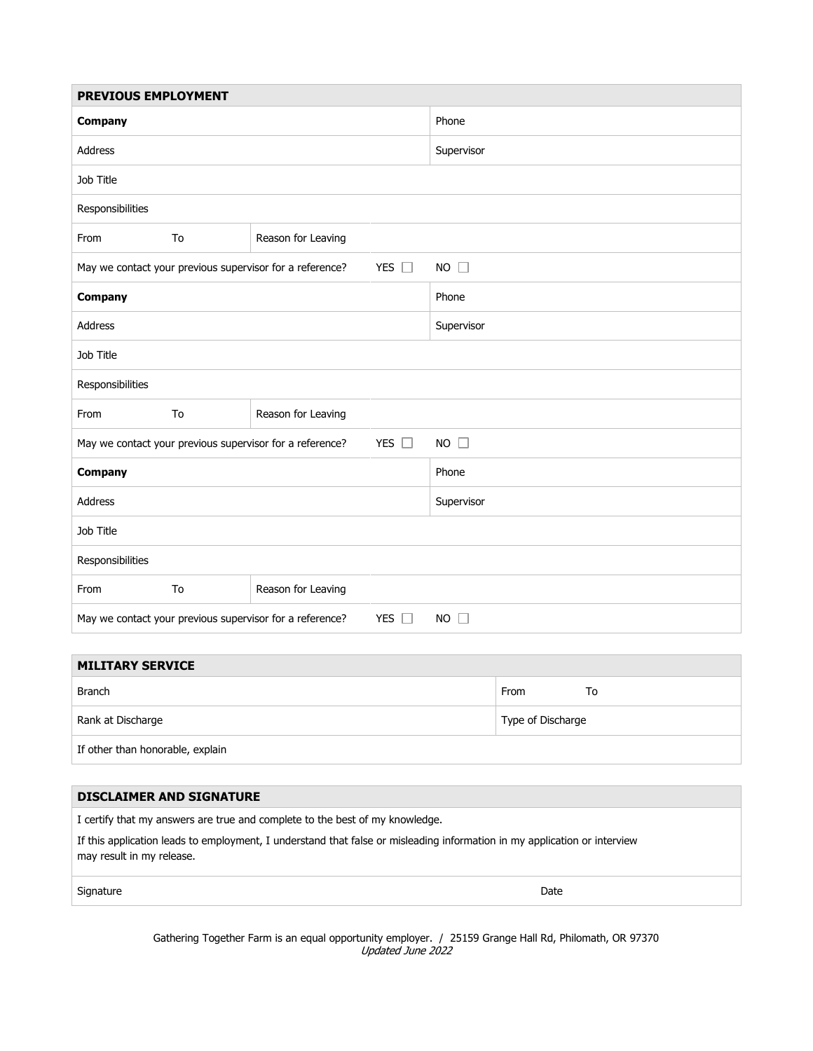## PREVIOUS EMPLOYMENT

| | | | |
|---|---|---|---|
| **Company** | | | Phone |
| Address | | | Supervisor |
| Job Title | | | |
| Responsibilities | | | |
| From | To | Reason for Leaving | |
| May we contact your previous supervisor for a reference? | | YES ☐ | NO ☐ |
| **Company** | | | Phone |
| Address | | | Supervisor |
| Job Title | | | |
| Responsibilities | | | |
| From | To | Reason for Leaving | |
| May we contact your previous supervisor for a reference? | | YES ☐ | NO ☐ |
| **Company** | | | Phone |
| Address | | | Supervisor |
| Job Title | | | |
| Responsibilities | | | |
| From | To | Reason for Leaving | |
| May we contact your previous supervisor for a reference? | | YES ☐ | NO ☐ |

## MILITARY SERVICE

| | | |
|---|---|---|
| Branch | From | To |
| Rank at Discharge | Type of Discharge | |
| If other than honorable, explain | | |

## DISCLAIMER AND SIGNATURE

I certify that my answers are true and complete to the best of my knowledge.

If this application leads to employment, I understand that false or misleading information in my application or interview may result in my release.

| | |
|---|---|
| Signature | Date |

Gathering Together Farm is an equal opportunity employer. / 25159 Grange Hall Rd, Philomath, OR 97370

*Updated June 2022*